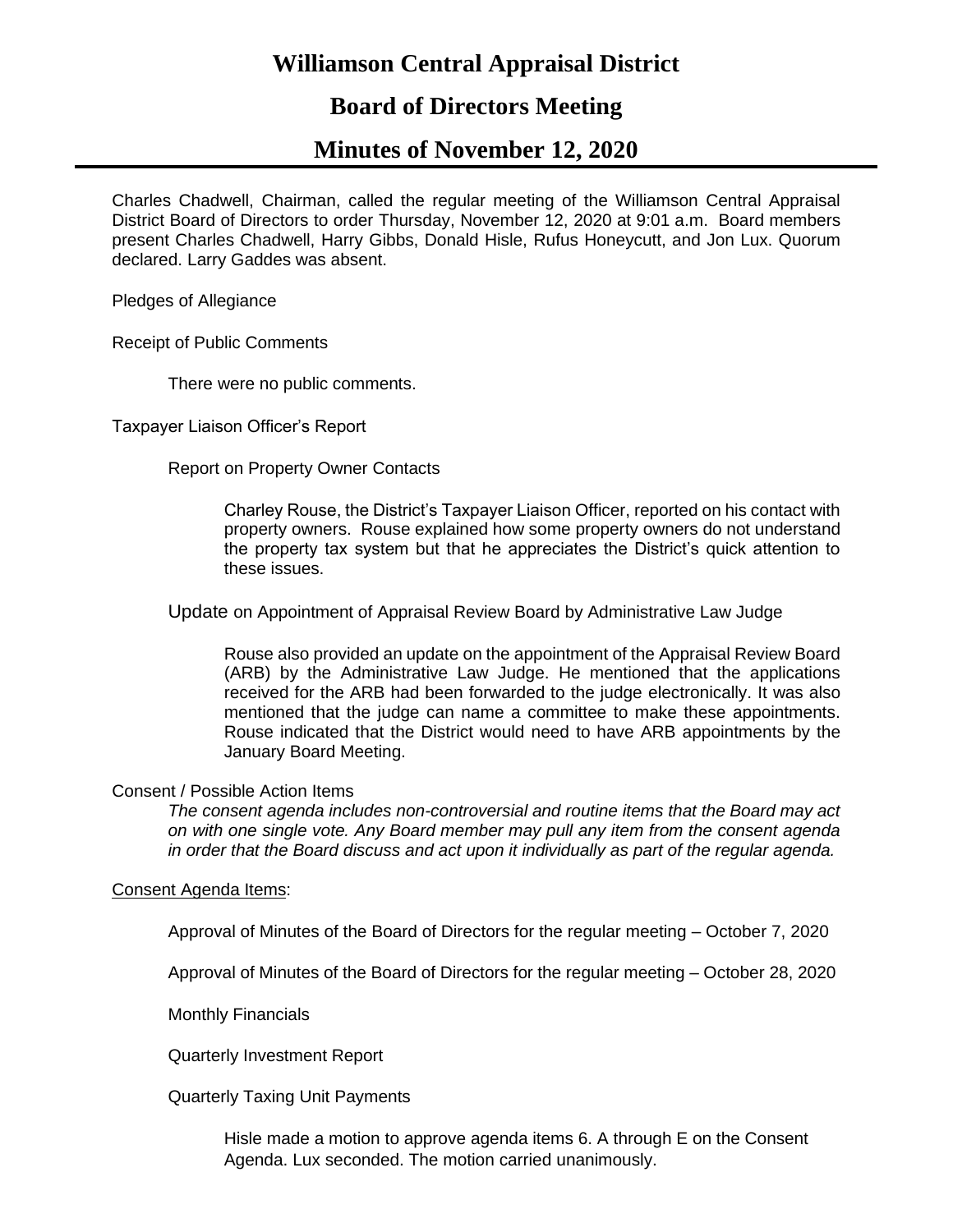# Williamson Central Appraisal District

## Board of Directors Meeting

## Minutes of November 12, 2020

Charles Chadwell, Chairman, called the regular meeting of the Williamson Central Appraisal District Board of Directors to order Thursday, November 12, 2020 at 9:01 a.m. Board members present Charles Chadwell, Harry Gibbs, Donald Hisle, Rufus Honeycutt, and Jon Lux. Quorum declared. Larry Gaddes was absent.

Pledges of Allegiance

Receipt of Public Comments

There were no public comments.

Taxpayer Liaison Officer's Report

Report on Property Owner Contacts

Charley Rouse, the District's Taxpayer Liaison Officer, reported on his contact with property owners. Rouse explained how some property owners do not understand the property tax system but that he appreciates the District's quick attention to these issues.

Update on Appointment of Appraisal Review Board by Administrative Law Judge

Rouse also provided an update on the appointment of the Appraisal Review Board (ARB) by the Administrative Law Judge. He mentioned that the applications received for the ARB had been forwarded to the judge electronically. It was also mentioned that the judge can name a committee to make these appointments. Rouse indicated that the District would need to have ARB appointments by the January Board Meeting.

Consent / Possible Action Items

*The consent agenda includes non-controversial and routine items that the Board may act on with one single vote. Any Board member may pull any item from the consent agenda in order that the Board discuss and act upon it individually as part of the regular agenda.*

Consent Agenda Items:

Approval of Minutes of the Board of Directors for the regular meeting – October 7, 2020

Approval of Minutes of the Board of Directors for the regular meeting – October 28, 2020

Monthly Financials

Quarterly Investment Report

Quarterly Taxing Unit Payments

Hisle made a motion to approve agenda items 6. A through E on the Consent Agenda. Lux seconded. The motion carried unanimously.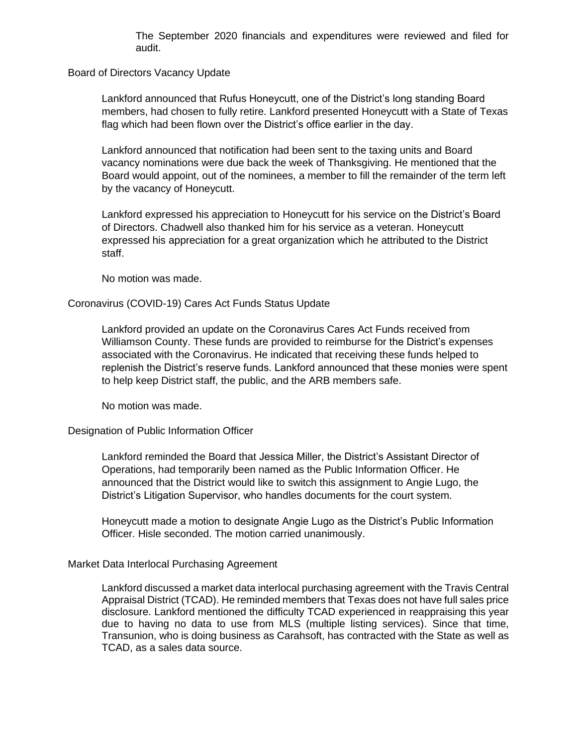The September 2020 financials and expenditures were reviewed and filed for audit.

## Board of Directors Vacancy Update

Lankford announced that Rufus Honeycutt, one of the District's long standing Board members, had chosen to fully retire. Lankford presented Honeycutt with a State of Texas flag which had been flown over the District's office earlier in the day.

Lankford announced that notification had been sent to the taxing units and Board vacancy nominations were due back the week of Thanksgiving. He mentioned that the Board would appoint, out of the nominees, a member to fill the remainder of the term left by the vacancy of Honeycutt.

Lankford expressed his appreciation to Honeycutt for his service on the District's Board of Directors. Chadwell also thanked him for his service as a veteran. Honeycutt expressed his appreciation for a great organization which he attributed to the District staff.

No motion was made.

## Coronavirus (COVID-19) Cares Act Funds Status Update

Lankford provided an update on the Coronavirus Cares Act Funds received from Williamson County. These funds are provided to reimburse for the District's expenses associated with the Coronavirus. He indicated that receiving these funds helped to replenish the District's reserve funds. Lankford announced that these monies were spent to help keep District staff, the public, and the ARB members safe.

No motion was made.

## Designation of Public Information Officer

Lankford reminded the Board that Jessica Miller, the District's Assistant Director of Operations, had temporarily been named as the Public Information Officer. He announced that the District would like to switch this assignment to Angie Lugo, the District's Litigation Supervisor, who handles documents for the court system.

Honeycutt made a motion to designate Angie Lugo as the District's Public Information Officer. Hisle seconded. The motion carried unanimously.

## Market Data Interlocal Purchasing Agreement

Lankford discussed a market data interlocal purchasing agreement with the Travis Central Appraisal District (TCAD). He reminded members that Texas does not have full sales price disclosure. Lankford mentioned the difficulty TCAD experienced in reappraising this year due to having no data to use from MLS (multiple listing services). Since that time, Transunion, who is doing business as Carahsoft, has contracted with the State as well as TCAD, as a sales data source.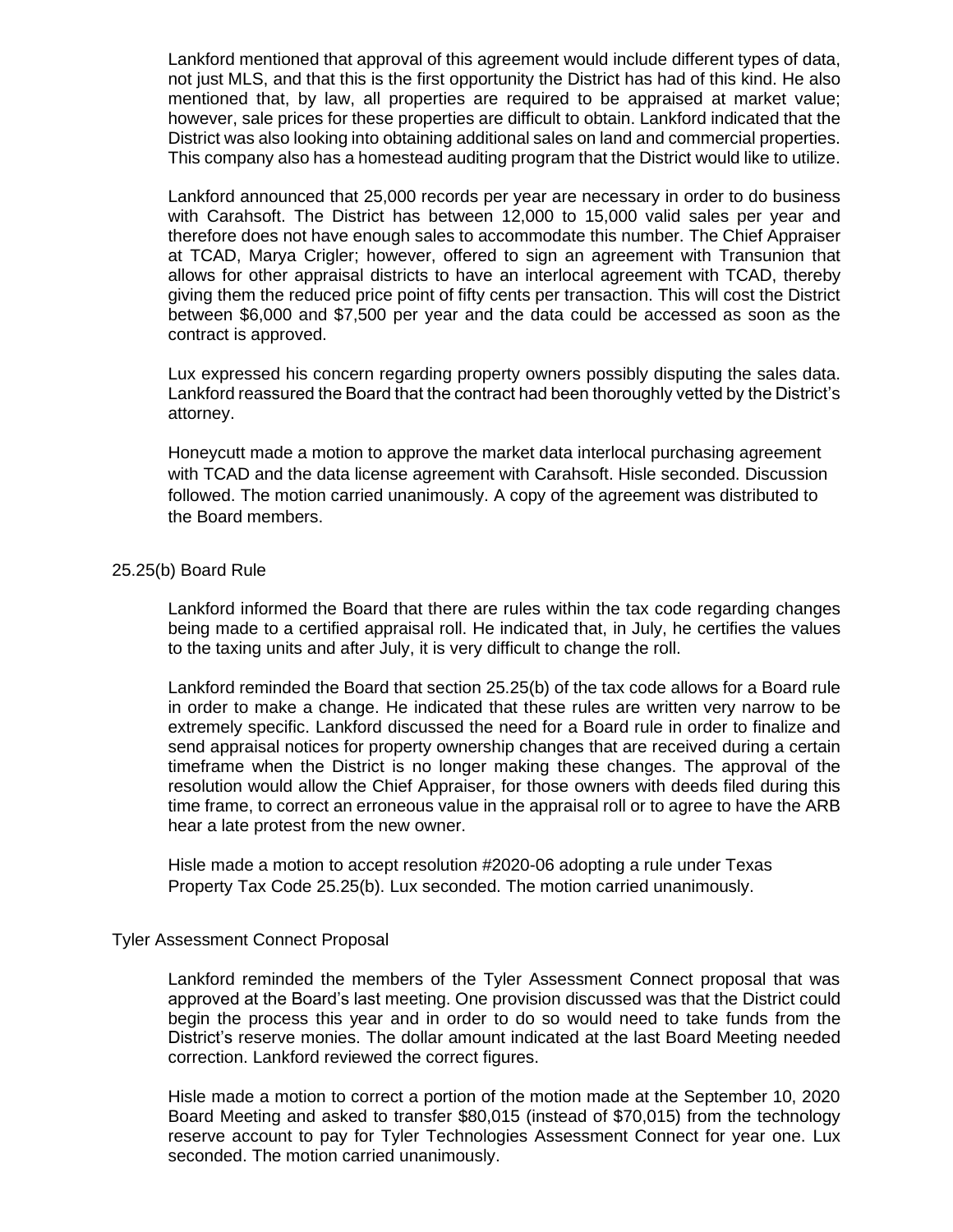Lankford mentioned that approval of this agreement would include different types of data, not just MLS, and that this is the first opportunity the District has had of this kind. He also mentioned that, by law, all properties are required to be appraised at market value; however, sale prices for these properties are difficult to obtain. Lankford indicated that the District was also looking into obtaining additional sales on land and commercial properties. This company also has a homestead auditing program that the District would like to utilize.

Lankford announced that 25,000 records per year are necessary in order to do business with Carahsoft. The District has between 12,000 to 15,000 valid sales per year and therefore does not have enough sales to accommodate this number. The Chief Appraiser at TCAD, Marya Crigler; however, offered to sign an agreement with Transunion that allows for other appraisal districts to have an interlocal agreement with TCAD, thereby giving them the reduced price point of fifty cents per transaction. This will cost the District between $6,000 and $7,500 per year and the data could be accessed as soon as the contract is approved.

Lux expressed his concern regarding property owners possibly disputing the sales data. Lankford reassured the Board that the contract had been thoroughly vetted by the District's attorney.

Honeycutt made a motion to approve the market data interlocal purchasing agreement with TCAD and the data license agreement with Carahsoft. Hisle seconded. Discussion followed. The motion carried unanimously. A copy of the agreement was distributed to the Board members.

25.25(b) Board Rule

Lankford informed the Board that there are rules within the tax code regarding changes being made to a certified appraisal roll. He indicated that, in July, he certifies the values to the taxing units and after July, it is very difficult to change the roll.

Lankford reminded the Board that section 25.25(b) of the tax code allows for a Board rule in order to make a change. He indicated that these rules are written very narrow to be extremely specific. Lankford discussed the need for a Board rule in order to finalize and send appraisal notices for property ownership changes that are received during a certain timeframe when the District is no longer making these changes. The approval of the resolution would allow the Chief Appraiser, for those owners with deeds filed during this time frame, to correct an erroneous value in the appraisal roll or to agree to have the ARB hear a late protest from the new owner.

Hisle made a motion to accept resolution #2020-06 adopting a rule under Texas Property Tax Code 25.25(b). Lux seconded. The motion carried unanimously.

Tyler Assessment Connect Proposal

Lankford reminded the members of the Tyler Assessment Connect proposal that was approved at the Board's last meeting. One provision discussed was that the District could begin the process this year and in order to do so would need to take funds from the District's reserve monies. The dollar amount indicated at the last Board Meeting needed correction. Lankford reviewed the correct figures.

Hisle made a motion to correct a portion of the motion made at the September 10, 2020 Board Meeting and asked to transfer $80,015 (instead of $70,015) from the technology reserve account to pay for Tyler Technologies Assessment Connect for year one. Lux seconded. The motion carried unanimously.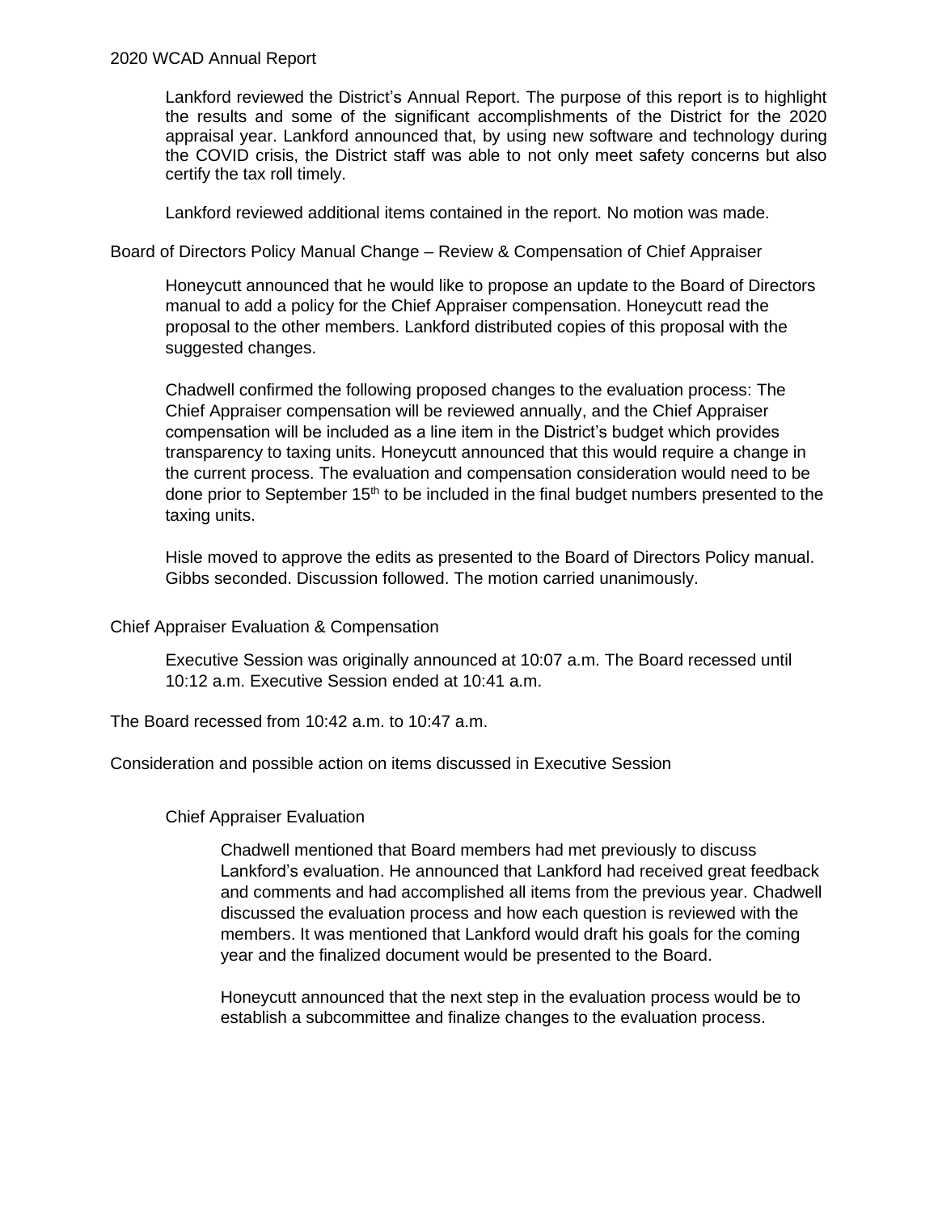2020 WCAD Annual Report

Lankford reviewed the District's Annual Report. The purpose of this report is to highlight the results and some of the significant accomplishments of the District for the 2020 appraisal year. Lankford announced that, by using new software and technology during the COVID crisis, the District staff was able to not only meet safety concerns but also certify the tax roll timely.

Lankford reviewed additional items contained in the report. No motion was made.

Board of Directors Policy Manual Change – Review & Compensation of Chief Appraiser

Honeycutt announced that he would like to propose an update to the Board of Directors manual to add a policy for the Chief Appraiser compensation. Honeycutt read the proposal to the other members. Lankford distributed copies of this proposal with the suggested changes.

Chadwell confirmed the following proposed changes to the evaluation process: The Chief Appraiser compensation will be reviewed annually, and the Chief Appraiser compensation will be included as a line item in the District's budget which provides transparency to taxing units. Honeycutt announced that this would require a change in the current process. The evaluation and compensation consideration would need to be done prior to September 15th to be included in the final budget numbers presented to the taxing units.

Hisle moved to approve the edits as presented to the Board of Directors Policy manual. Gibbs seconded. Discussion followed. The motion carried unanimously.

Chief Appraiser Evaluation & Compensation

Executive Session was originally announced at 10:07 a.m. The Board recessed until 10:12 a.m. Executive Session ended at 10:41 a.m.

The Board recessed from 10:42 a.m. to 10:47 a.m.

Consideration and possible action on items discussed in Executive Session

Chief Appraiser Evaluation

Chadwell mentioned that Board members had met previously to discuss Lankford's evaluation. He announced that Lankford had received great feedback and comments and had accomplished all items from the previous year. Chadwell discussed the evaluation process and how each question is reviewed with the members. It was mentioned that Lankford would draft his goals for the coming year and the finalized document would be presented to the Board.

Honeycutt announced that the next step in the evaluation process would be to establish a subcommittee and finalize changes to the evaluation process.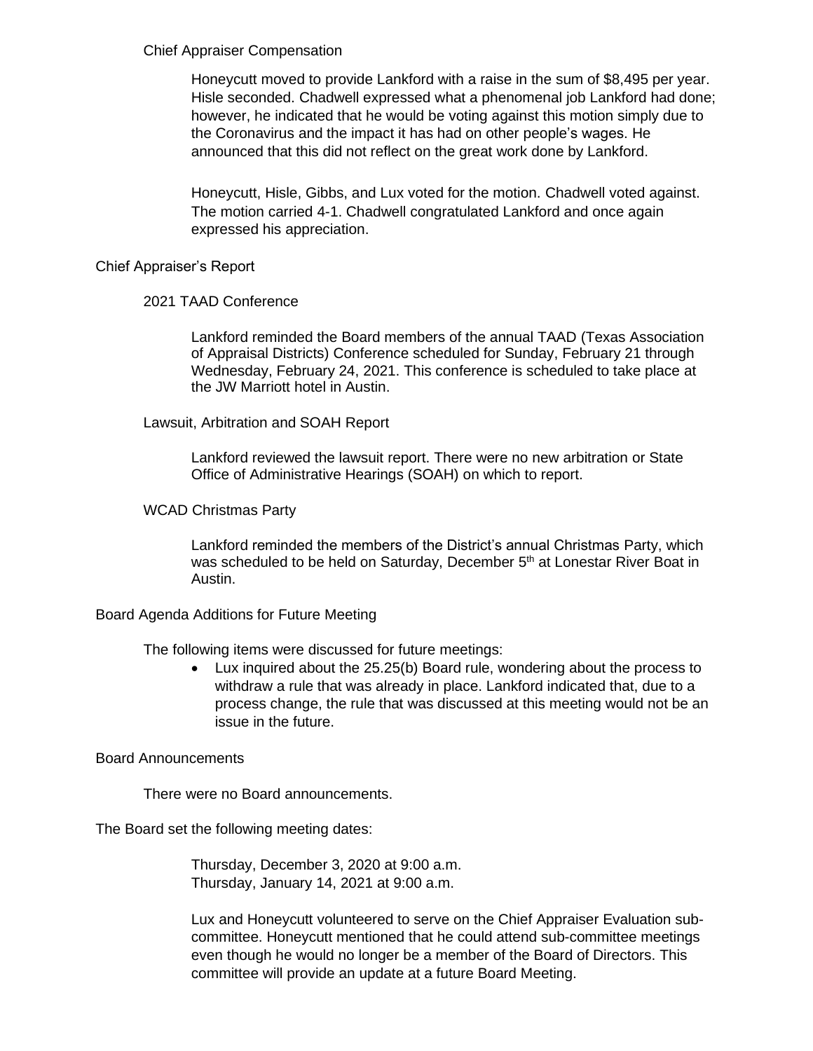### Chief Appraiser Compensation

Honeycutt moved to provide Lankford with a raise in the sum of $8,495 per year. Hisle seconded. Chadwell expressed what a phenomenal job Lankford had done; however, he indicated that he would be voting against this motion simply due to the Coronavirus and the impact it has had on other people's wages. He announced that this did not reflect on the great work done by Lankford.

Honeycutt, Hisle, Gibbs, and Lux voted for the motion. Chadwell voted against. The motion carried 4-1. Chadwell congratulated Lankford and once again expressed his appreciation.

## Chief Appraiser's Report

### 2021 TAAD Conference

Lankford reminded the Board members of the annual TAAD (Texas Association of Appraisal Districts) Conference scheduled for Sunday, February 21 through Wednesday, February 24, 2021. This conference is scheduled to take place at the JW Marriott hotel in Austin.

### Lawsuit, Arbitration and SOAH Report

Lankford reviewed the lawsuit report. There were no new arbitration or State Office of Administrative Hearings (SOAH) on which to report.

### WCAD Christmas Party

Lankford reminded the members of the District's annual Christmas Party, which was scheduled to be held on Saturday, December 5th at Lonestar River Boat in Austin.

## Board Agenda Additions for Future Meeting

The following items were discussed for future meetings:

- Lux inquired about the 25.25(b) Board rule, wondering about the process to withdraw a rule that was already in place. Lankford indicated that, due to a process change, the rule that was discussed at this meeting would not be an issue in the future.

## Board Announcements

There were no Board announcements.

The Board set the following meeting dates:

Thursday, December 3, 2020 at 9:00 a.m.
Thursday, January 14, 2021 at 9:00 a.m.

Lux and Honeycutt volunteered to serve on the Chief Appraiser Evaluation sub-committee. Honeycutt mentioned that he could attend sub-committee meetings even though he would no longer be a member of the Board of Directors. This committee will provide an update at a future Board Meeting.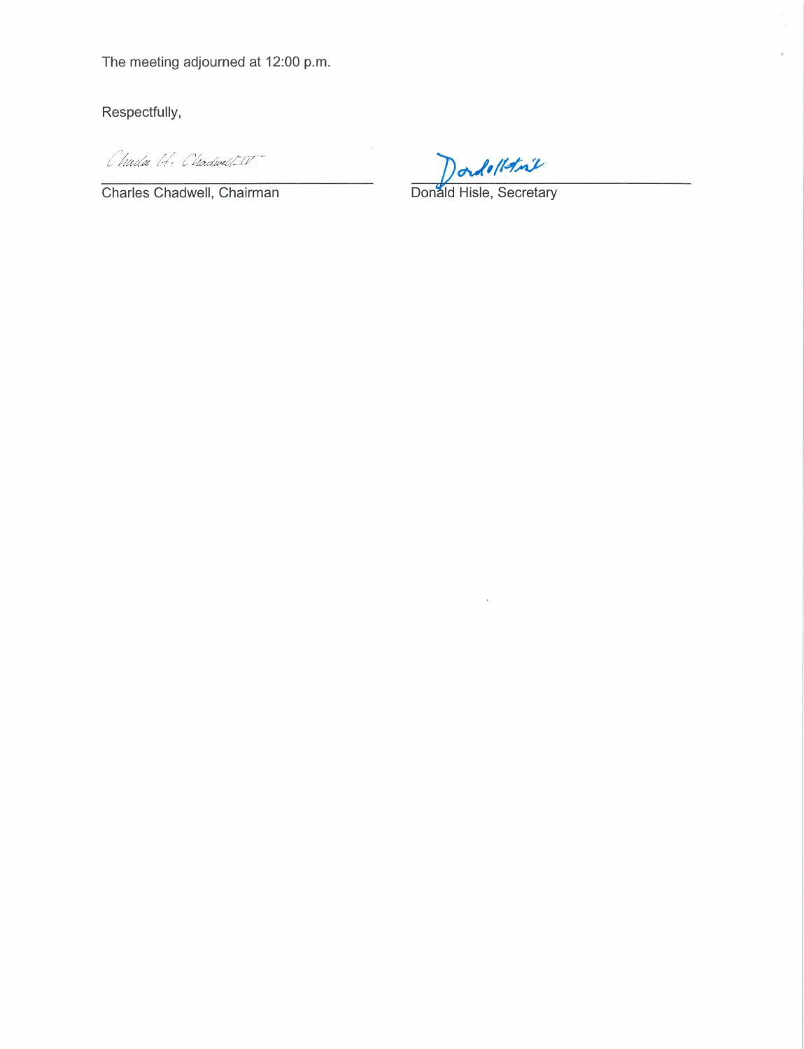The meeting adjourned at 12:00 p.m.

Respectfully,

Charles Chadwell, Chairman

Donald Hisle, Secretary